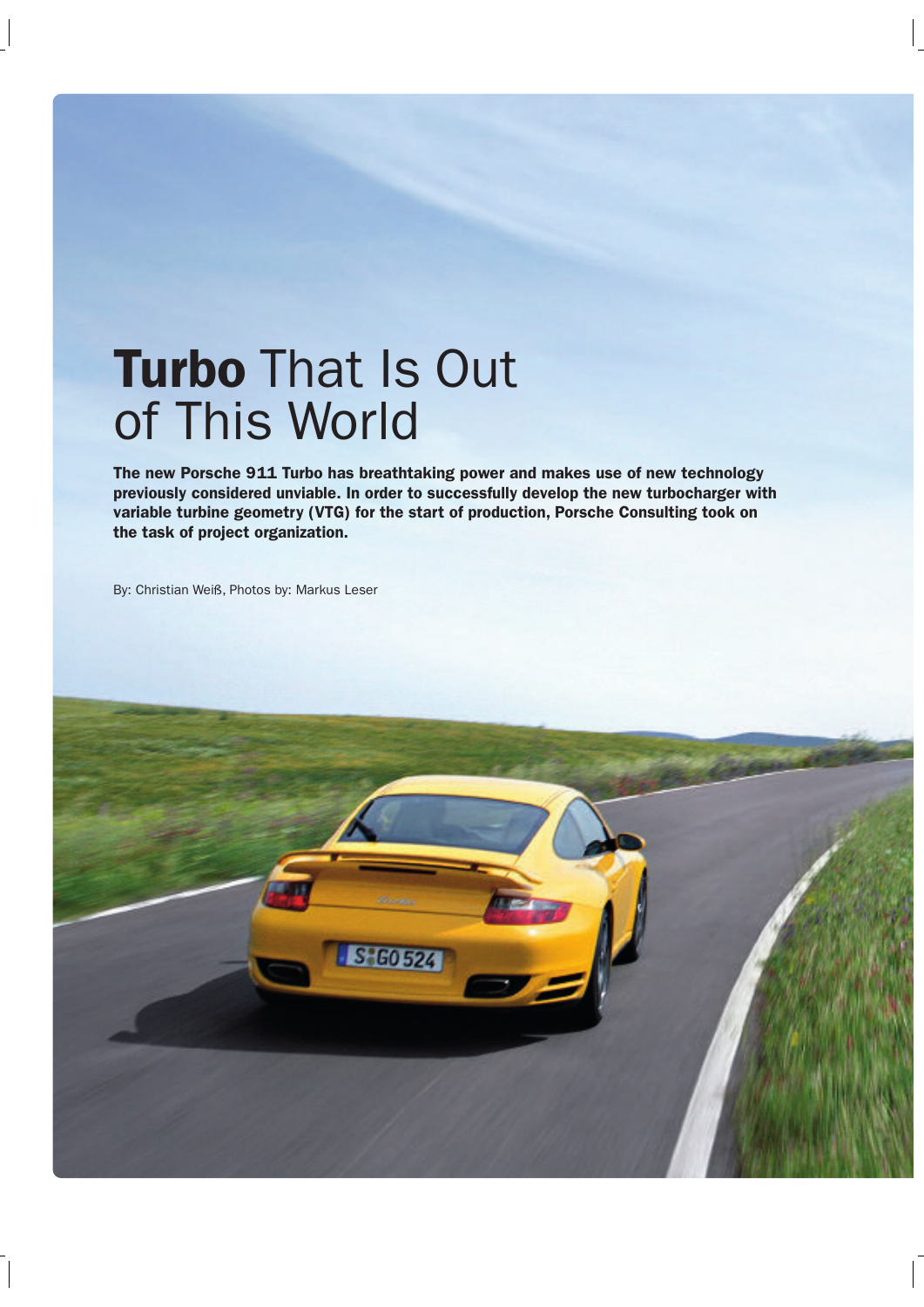# **Turbo** That Is Out of This World

**The new Porsche 911 Turbo has breathtaking power and makes use of new technology previously considered unviable. In order to successfully develop the new turbocharger with variable turbine geometry (VTG) for the start of production, Porsche Consulting took on the task of project organization.**

By: Christian Weiß, Photos by: Markus Leser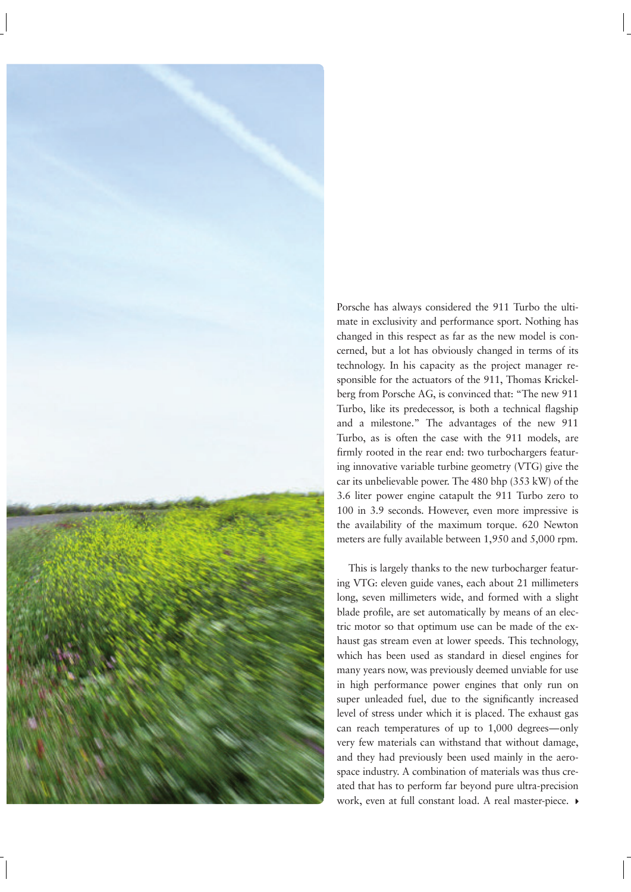Porsche has always considered the 911 Turbo the ultimate in exclusivity and performance sport. Nothing has changed in this respect as far as the new model is concerned, but a lot has obviously changed in terms of its technology. In his capacity as the project manager responsible for the actuators of the 911, Thomas Krickelberg from Porsche AG, is convinced that: "The new 911 Turbo, like its predecessor, is both a technical flagship and a milestone." The advantages of the new 911 Turbo, as is often the case with the 911 models, are firmly rooted in the rear end: two turbochargers featuring innovative variable turbine geometry (VTG) give the car its unbelievable power. The 480 bhp (353 kW) of the 3.6 liter power engine catapult the 911 Turbo zero to 100 in 3.9 seconds. However, even more impressive is the availability of the maximum torque. 620 Newton meters are fully available between 1,950 and 5,000 rpm.

This is largely thanks to the new turbocharger featuring VTG: eleven guide vanes, each about 21 millimeters long, seven millimeters wide, and formed with a slight blade profile, are set automatically by means of an electric motor so that optimum use can be made of the exhaust gas stream even at lower speeds. This technology, which has been used as standard in diesel engines for many years now, was previously deemed unviable for use in high performance power engines that only run on super unleaded fuel, due to the significantly increased level of stress under which it is placed. The exhaust gas can reach temperatures of up to 1,000 degrees—only very few materials can withstand that without damage, and they had previously been used mainly in the aerospace industry. A combination of materials was thus created that has to perform far beyond pure ultra-precision work, even at full constant load. A real master-piece. ▸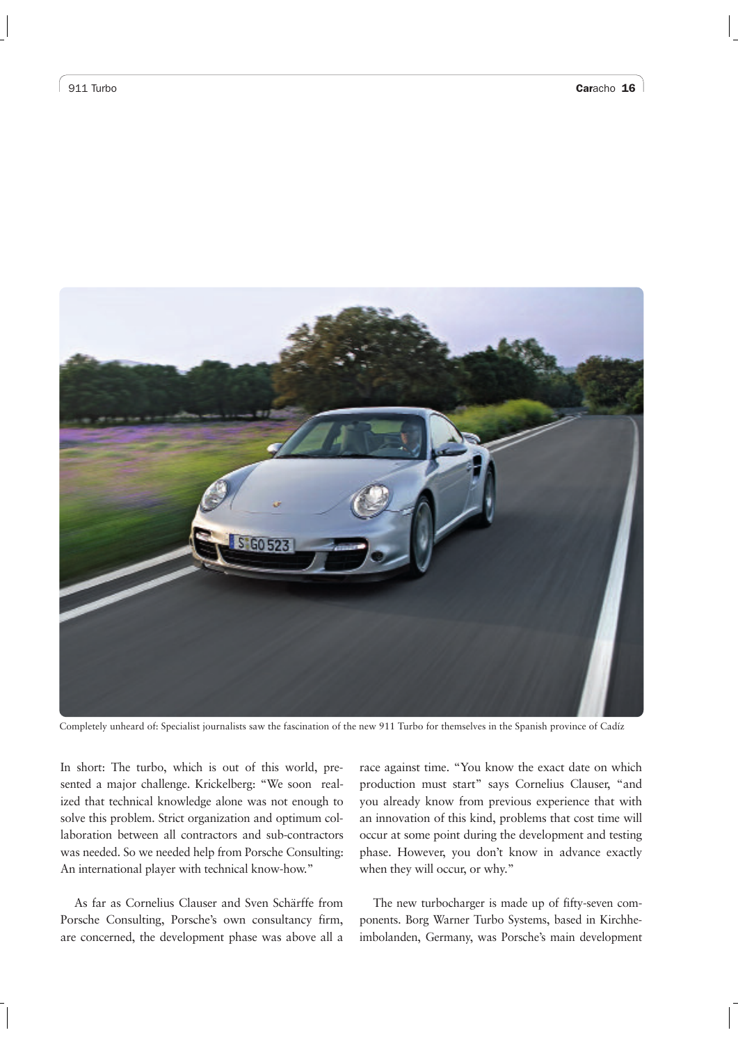Completely unheard of: Specialist journalists saw the fascination of the new 911 Turbo for themselves in the Spanish province of Cadíz

In short: The turbo, which is out of this world, presented a major challenge. Krickelberg: "We soon realized that technical knowledge alone was not enough to solve this problem. Strict organization and optimum collaboration between all contractors and sub-contractors was needed. So we needed help from Porsche Consulting: An international player with technical know-how."

As far as Cornelius Clauser and Sven Schärffe from Porsche Consulting, Porsche's own consultancy firm, are concerned, the development phase was above all a race against time. "You know the exact date on which production must start" says Cornelius Clauser, "and you already know from previous experience that with an innovation of this kind, problems that cost time will occur at some point during the development and testing phase. However, you don't know in advance exactly when they will occur, or why."

The new turbocharger is made up of fifty-seven components. Borg Warner Turbo Systems, based in Kirchheimbolanden, Germany, was Porsche's main development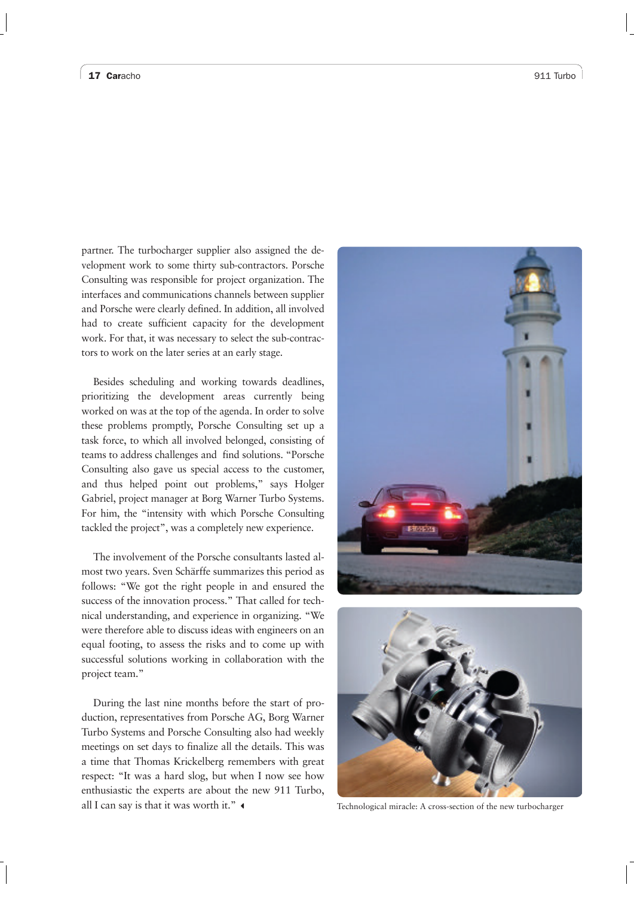partner. The turbocharger supplier also assigned the development work to some thirty sub-contractors. Porsche Consulting was responsible for project organization. The interfaces and communications channels between supplier and Porsche were clearly defined. In addition, all involved had to create sufficient capacity for the development work. For that, it was necessary to select the sub-contractors to work on the later series at an early stage.

Besides scheduling and working towards deadlines, prioritizing the development areas currently being worked on was at the top of the agenda. In order to solve these problems promptly, Porsche Consulting set up a task force, to which all involved belonged, consisting of teams to address challenges and find solutions. "Porsche Consulting also gave us special access to the customer, and thus helped point out problems," says Holger Gabriel, project manager at Borg Warner Turbo Systems. For him, the "intensity with which Porsche Consulting tackled the project", was a completely new experience.

The involvement of the Porsche consultants lasted almost two years. Sven Schärffe summarizes this period as follows: "We got the right people in and ensured the success of the innovation process." That called for technical understanding, and experience in organizing. "We were therefore able to discuss ideas with engineers on an equal footing, to assess the risks and to come up with successful solutions working in collaboration with the project team."

During the last nine months before the start of production, representatives from Porsche AG, Borg Warner Turbo Systems and Porsche Consulting also had weekly meetings on set days to finalize all the details. This was a time that Thomas Krickelberg remembers with great respect: "It was a hard slog, but when I now see how enthusiastic the experts are about the new 911 Turbo, all I can say is that it was worth it." ◂

Technological miracle: A cross-section of the new turbocharger